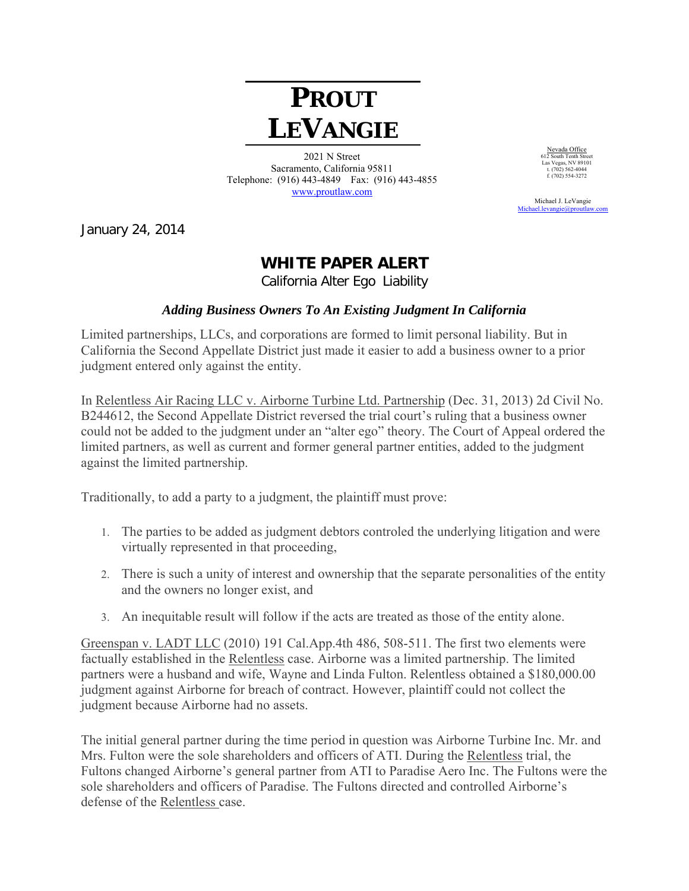# PROUT LEVANGIE

2021 N Street
Sacramento, California 95811
Telephone: (916) 443-4849 Fax: (916) 443-4855
www.proutlaw.com

Nevada Office
612 South Tenth Street
Las Vegas, NV 89101
t. (702) 562-4044
f. (702) 554-3272

Michael J. LeVangie
Michael.levangie@proutlaw.com

January 24, 2014

## WHITE PAPER ALERT

California Alter Ego Liability

### *Adding Business Owners To An Existing Judgment In California*

Limited partnerships, LLCs, and corporations are formed to limit personal liability. But in California the Second Appellate District just made it easier to add a business owner to a prior judgment entered only against the entity.

In Relentless Air Racing LLC v. Airborne Turbine Ltd. Partnership (Dec. 31, 2013) 2d Civil No. B244612, the Second Appellate District reversed the trial court's ruling that a business owner could not be added to the judgment under an "alter ego" theory. The Court of Appeal ordered the limited partners, as well as current and former general partner entities, added to the judgment against the limited partnership.

Traditionally, to add a party to a judgment, the plaintiff must prove:

1. The parties to be added as judgment debtors controled the underlying litigation and were virtually represented in that proceeding,
2. There is such a unity of interest and ownership that the separate personalities of the entity and the owners no longer exist, and
3. An inequitable result will follow if the acts are treated as those of the entity alone.

Greenspan v. LADT LLC (2010) 191 Cal.App.4th 486, 508-511. The first two elements were factually established in the Relentless case. Airborne was a limited partnership. The limited partners were a husband and wife, Wayne and Linda Fulton. Relentless obtained a $180,000.00 judgment against Airborne for breach of contract. However, plaintiff could not collect the judgment because Airborne had no assets.

The initial general partner during the time period in question was Airborne Turbine Inc. Mr. and Mrs. Fulton were the sole shareholders and officers of ATI. During the Relentless trial, the Fultons changed Airborne's general partner from ATI to Paradise Aero Inc. The Fultons were the sole shareholders and officers of Paradise. The Fultons directed and controlled Airborne's defense of the Relentless case.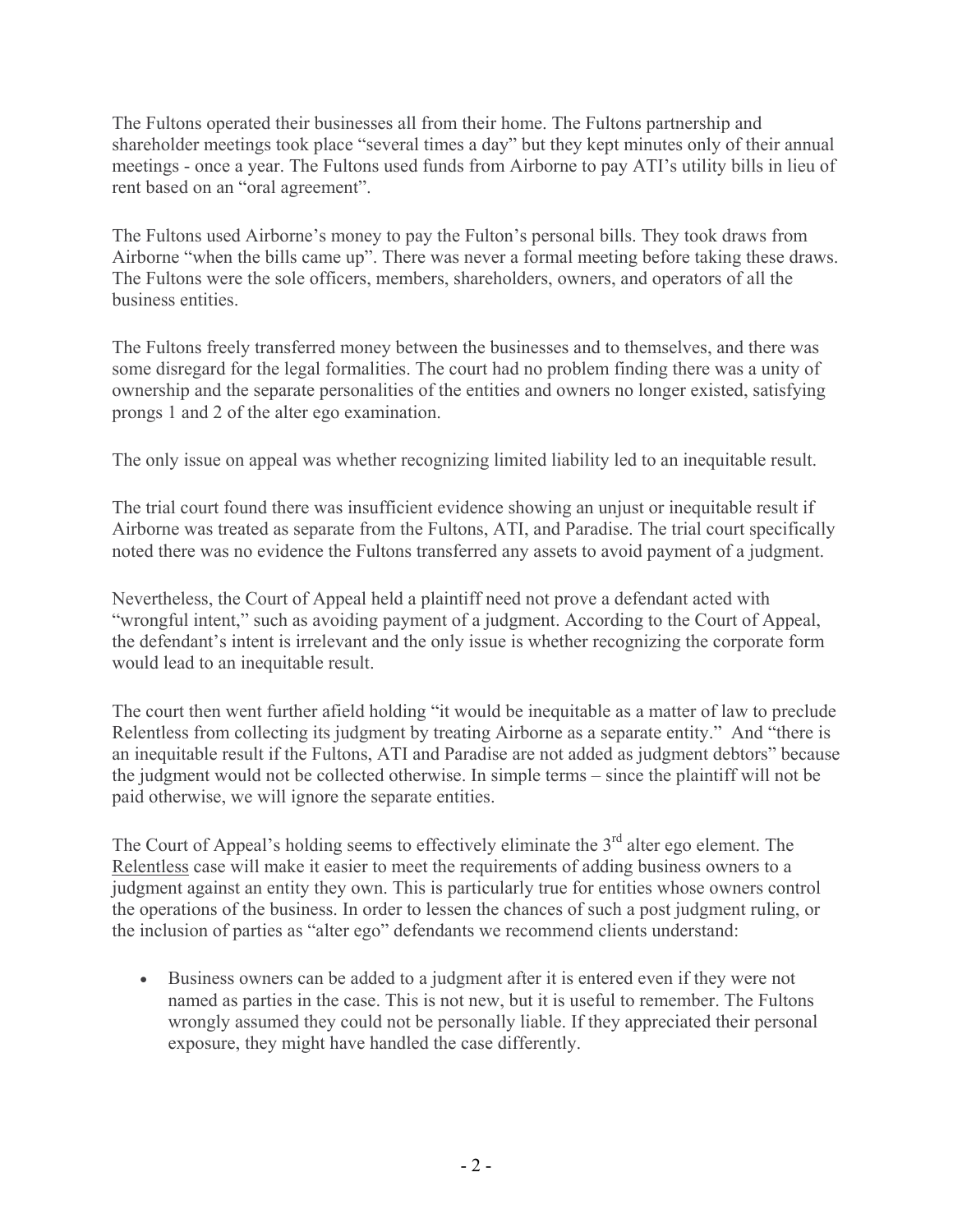The Fultons operated their businesses all from their home. The Fultons partnership and shareholder meetings took place "several times a day" but they kept minutes only of their annual meetings - once a year. The Fultons used funds from Airborne to pay ATI's utility bills in lieu of rent based on an "oral agreement".

The Fultons used Airborne's money to pay the Fulton's personal bills. They took draws from Airborne "when the bills came up". There was never a formal meeting before taking these draws. The Fultons were the sole officers, members, shareholders, owners, and operators of all the business entities.

The Fultons freely transferred money between the businesses and to themselves, and there was some disregard for the legal formalities. The court had no problem finding there was a unity of ownership and the separate personalities of the entities and owners no longer existed, satisfying prongs 1 and 2 of the alter ego examination.

The only issue on appeal was whether recognizing limited liability led to an inequitable result.

The trial court found there was insufficient evidence showing an unjust or inequitable result if Airborne was treated as separate from the Fultons, ATI, and Paradise. The trial court specifically noted there was no evidence the Fultons transferred any assets to avoid payment of a judgment.

Nevertheless, the Court of Appeal held a plaintiff need not prove a defendant acted with "wrongful intent," such as avoiding payment of a judgment. According to the Court of Appeal, the defendant's intent is irrelevant and the only issue is whether recognizing the corporate form would lead to an inequitable result.

The court then went further afield holding "it would be inequitable as a matter of law to preclude Relentless from collecting its judgment by treating Airborne as a separate entity." And "there is an inequitable result if the Fultons, ATI and Paradise are not added as judgment debtors" because the judgment would not be collected otherwise. In simple terms – since the plaintiff will not be paid otherwise, we will ignore the separate entities.

The Court of Appeal's holding seems to effectively eliminate the 3rd alter ego element. The Relentless case will make it easier to meet the requirements of adding business owners to a judgment against an entity they own. This is particularly true for entities whose owners control the operations of the business. In order to lessen the chances of such a post judgment ruling, or the inclusion of parties as "alter ego" defendants we recommend clients understand:

- Business owners can be added to a judgment after it is entered even if they were not named as parties in the case. This is not new, but it is useful to remember. The Fultons wrongly assumed they could not be personally liable. If they appreciated their personal exposure, they might have handled the case differently.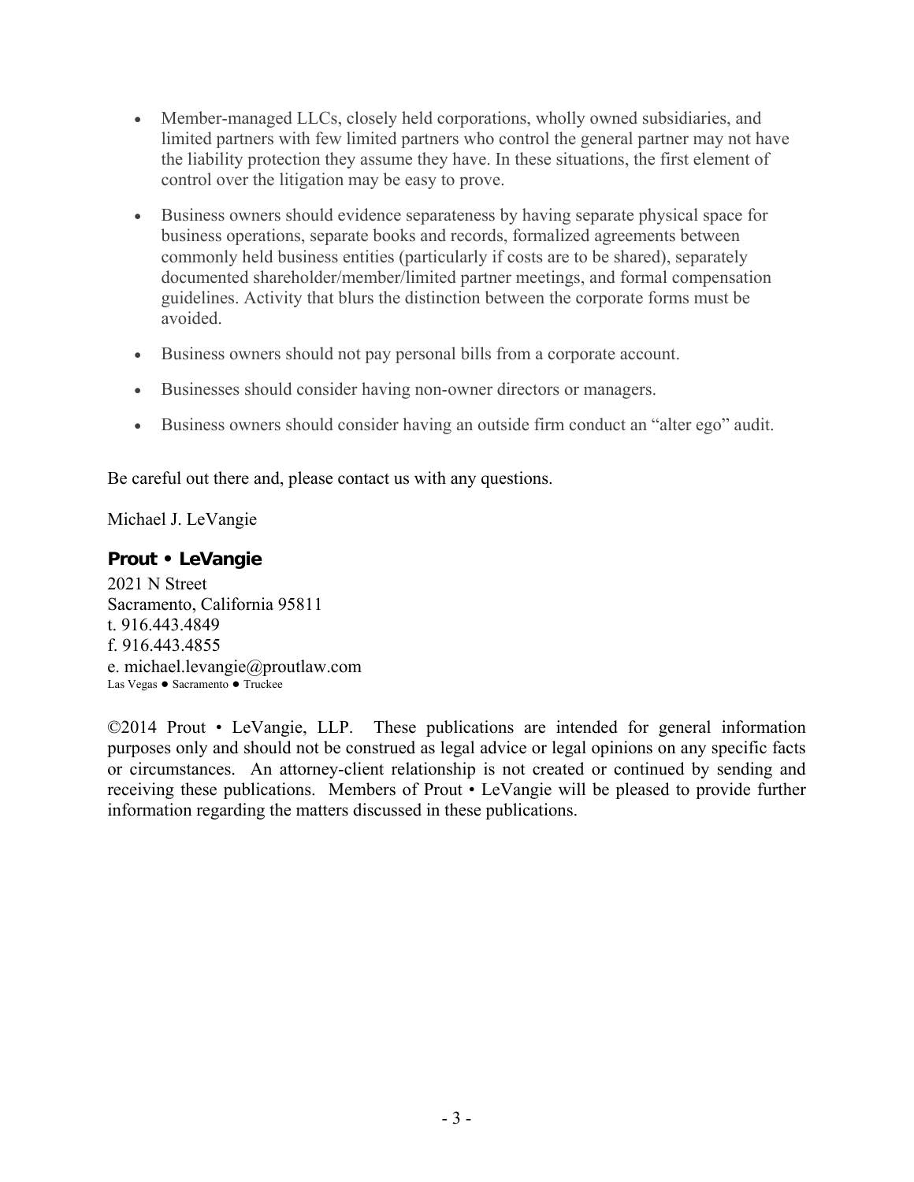- Member-managed LLCs, closely held corporations, wholly owned subsidiaries, and limited partners with few limited partners who control the general partner may not have the liability protection they assume they have. In these situations, the first element of control over the litigation may be easy to prove.
- Business owners should evidence separateness by having separate physical space for business operations, separate books and records, formalized agreements between commonly held business entities (particularly if costs are to be shared), separately documented shareholder/member/limited partner meetings, and formal compensation guidelines. Activity that blurs the distinction between the corporate forms must be avoided.
- Business owners should not pay personal bills from a corporate account.
- Businesses should consider having non-owner directors or managers.
- Business owners should consider having an outside firm conduct an "alter ego" audit.

Be careful out there and, please contact us with any questions.

Michael J. LeVangie

**Prout • LeVangie**

2021 N Street
Sacramento, California 95811
t. 916.443.4849
f. 916.443.4855
e. michael.levangie@proutlaw.com
Las Vegas ● Sacramento ● Truckee

©2014 Prout • LeVangie, LLP. These publications are intended for general information purposes only and should not be construed as legal advice or legal opinions on any specific facts or circumstances. An attorney-client relationship is not created or continued by sending and receiving these publications. Members of Prout • LeVangie will be pleased to provide further information regarding the matters discussed in these publications.